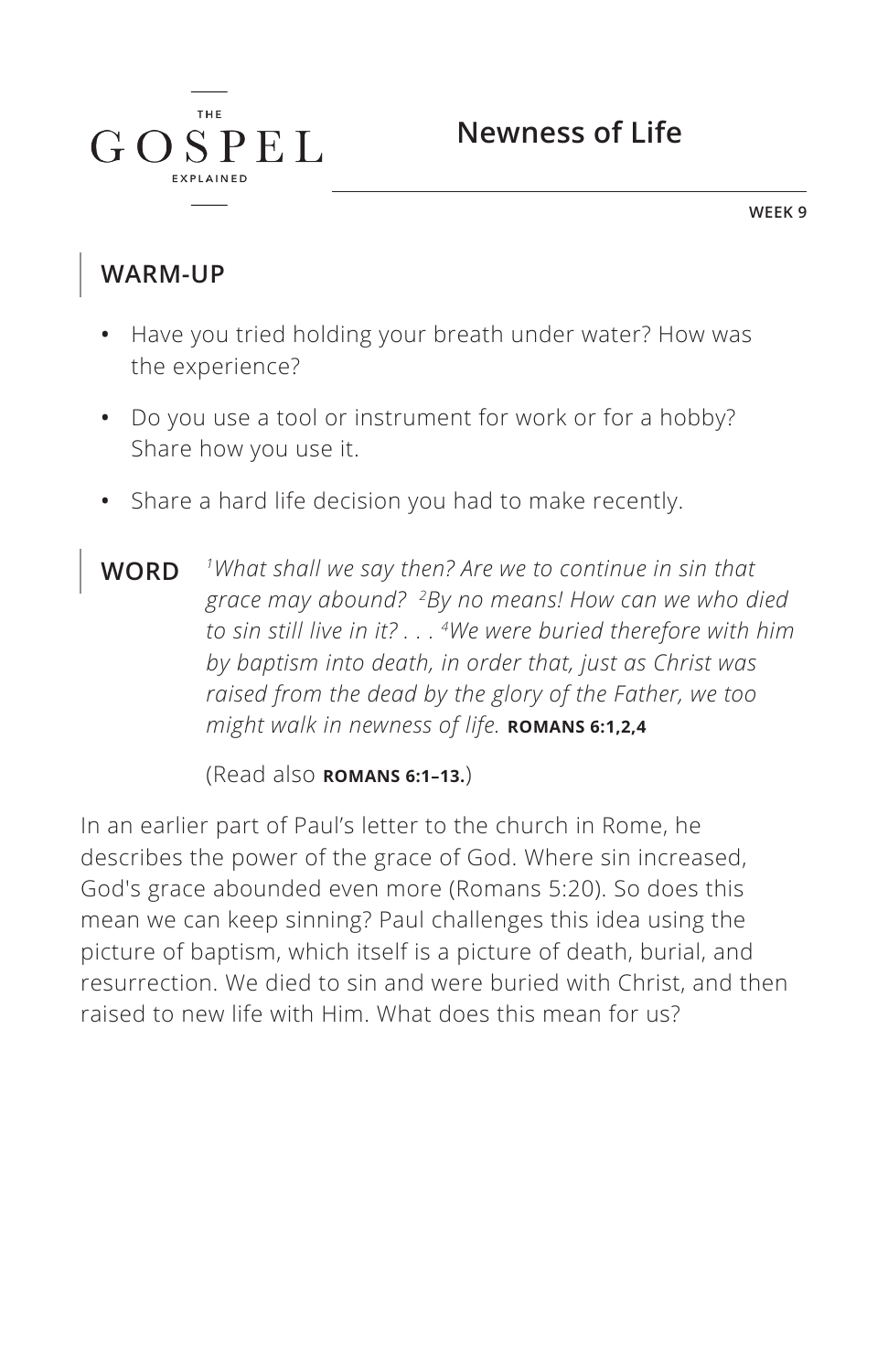THE GOSPEL EXPLAINED

# Newness of Life

WEEK 9

## WARM-UP

- Have you tried holding your breath under water? How was the experience?
- Do you use a tool or instrument for work or for a hobby? Share how you use it.
- Share a hard life decision you had to make recently.

## WORD

*[1]What shall we say then? Are we to continue in sin that grace may abound? [2]By no means! How can we who died to sin still live in it? . . . [4]We were buried therefore with him by baptism into death, in order that, just as Christ was raised from the dead by the glory of the Father, we too might walk in newness of life.* **ROMANS 6:1,2,4**

(Read also **ROMANS 6:1–13.**)

In an earlier part of Paul's letter to the church in Rome, he describes the power of the grace of God. Where sin increased, God's grace abounded even more (Romans 5:20). So does this mean we can keep sinning? Paul challenges this idea using the picture of baptism, which itself is a picture of death, burial, and resurrection. We died to sin and were buried with Christ, and then raised to new life with Him. What does this mean for us?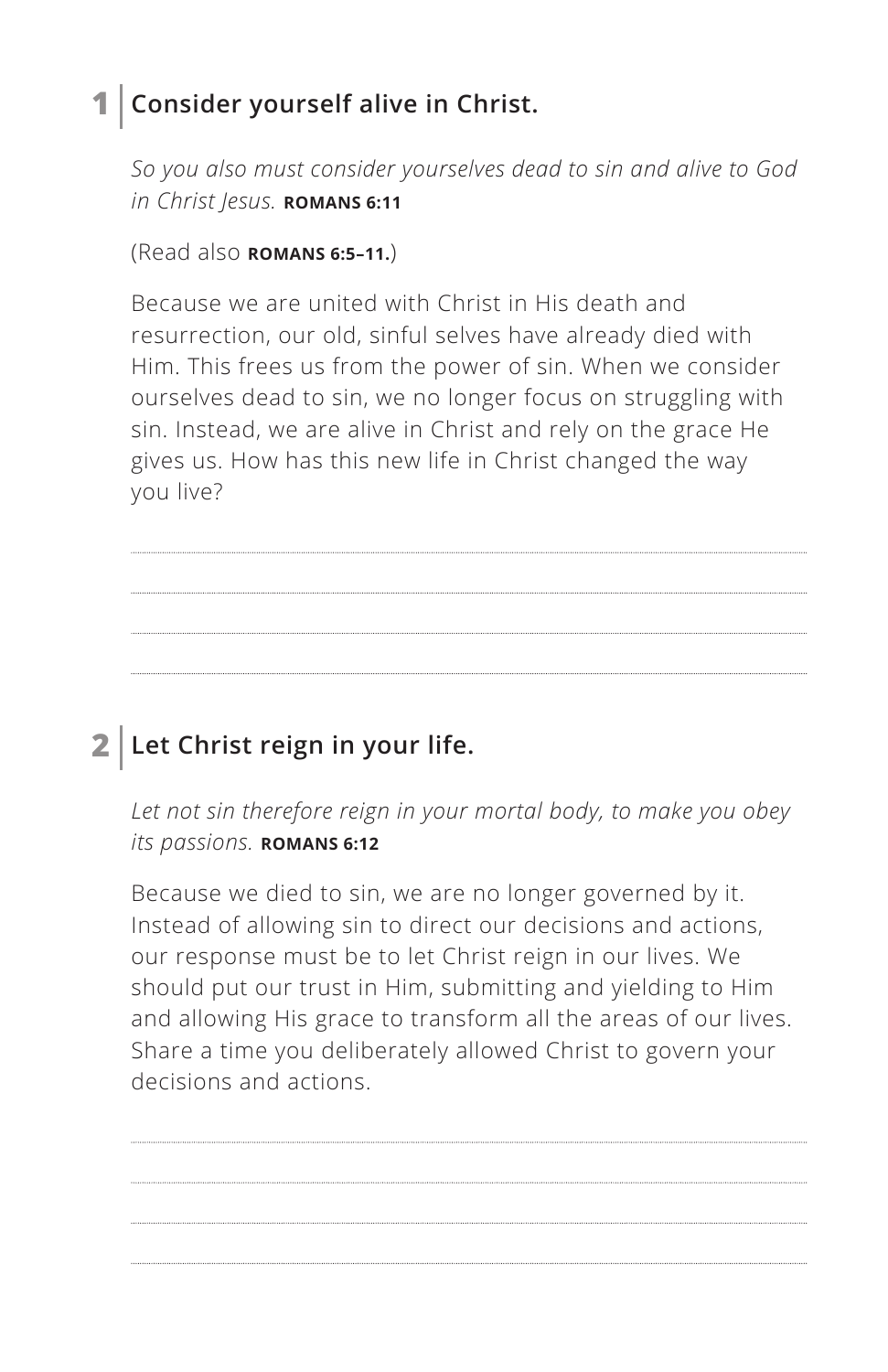## 1 | Consider yourself alive in Christ.

*So you also must consider yourselves dead to sin and alive to God in Christ Jesus.* **ROMANS 6:11**

(Read also **ROMANS 6:5–11.**)

Because we are united with Christ in His death and resurrection, our old, sinful selves have already died with Him. This frees us from the power of sin. When we consider ourselves dead to sin, we no longer focus on struggling with sin. Instead, we are alive in Christ and rely on the grace He gives us. How has this new life in Christ changed the way you live?

## 2 | Let Christ reign in your life.

*Let not sin therefore reign in your mortal body, to make you obey its passions.* **ROMANS 6:12**

Because we died to sin, we are no longer governed by it. Instead of allowing sin to direct our decisions and actions, our response must be to let Christ reign in our lives. We should put our trust in Him, submitting and yielding to Him and allowing His grace to transform all the areas of our lives. Share a time you deliberately allowed Christ to govern your decisions and actions.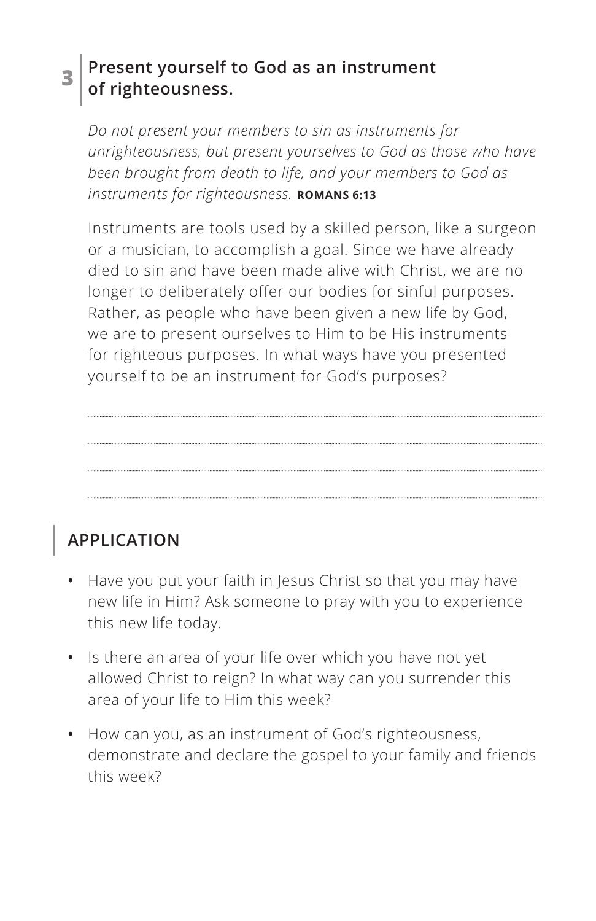### 3 Present yourself to God as an instrument of righteousness.

*Do not present your members to sin as instruments for unrighteousness, but present yourselves to God as those who have been brought from death to life, and your members to God as instruments for righteousness.* **ROMANS 6:13**

Instruments are tools used by a skilled person, like a surgeon or a musician, to accomplish a goal. Since we have already died to sin and have been made alive with Christ, we are no longer to deliberately offer our bodies for sinful purposes. Rather, as people who have been given a new life by God, we are to present ourselves to Him to be His instruments for righteous purposes. In what ways have you presented yourself to be an instrument for God's purposes?

## APPLICATION

- Have you put your faith in Jesus Christ so that you may have new life in Him? Ask someone to pray with you to experience this new life today.
- Is there an area of your life over which you have not yet allowed Christ to reign? In what way can you surrender this area of your life to Him this week?
- How can you, as an instrument of God's righteousness, demonstrate and declare the gospel to your family and friends this week?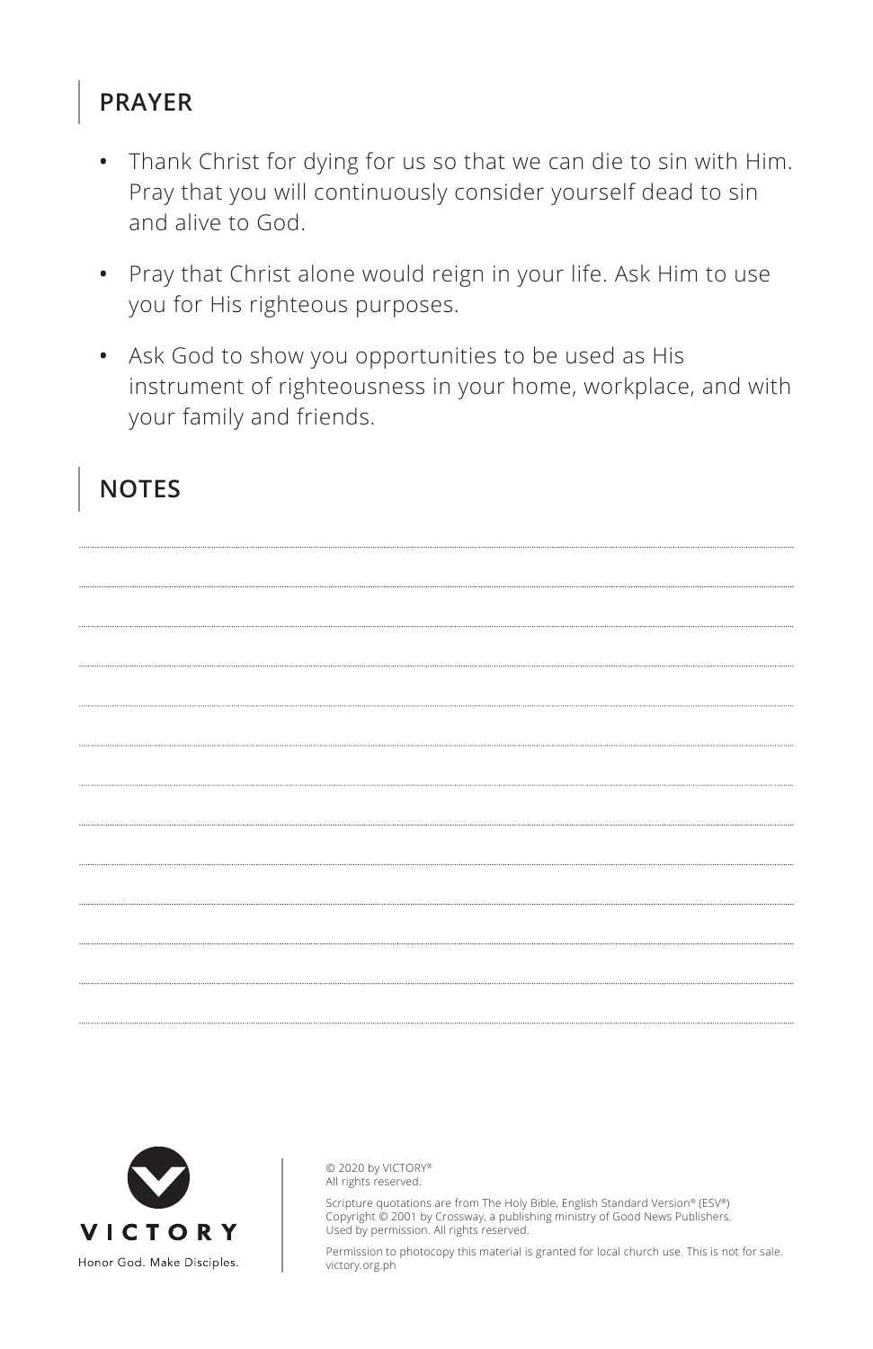## PRAYER

- Thank Christ for dying for us so that we can die to sin with Him. Pray that you will continuously consider yourself dead to sin and alive to God.
- Pray that Christ alone would reign in your life. Ask Him to use you for His righteous purposes.
- Ask God to show you opportunities to be used as His instrument of righteousness in your home, workplace, and with your family and friends.

## NOTES

VICTORY

Honor God. Make Disciples.

© 2020 by VICTORY®
All rights reserved.

Scripture quotations are from The Holy Bible, English Standard Version® (ESV®) Copyright © 2001 by Crossway, a publishing ministry of Good News Publishers. Used by permission. All rights reserved.

Permission to photocopy this material is granted for local church use. This is not for sale.
victory.org.ph